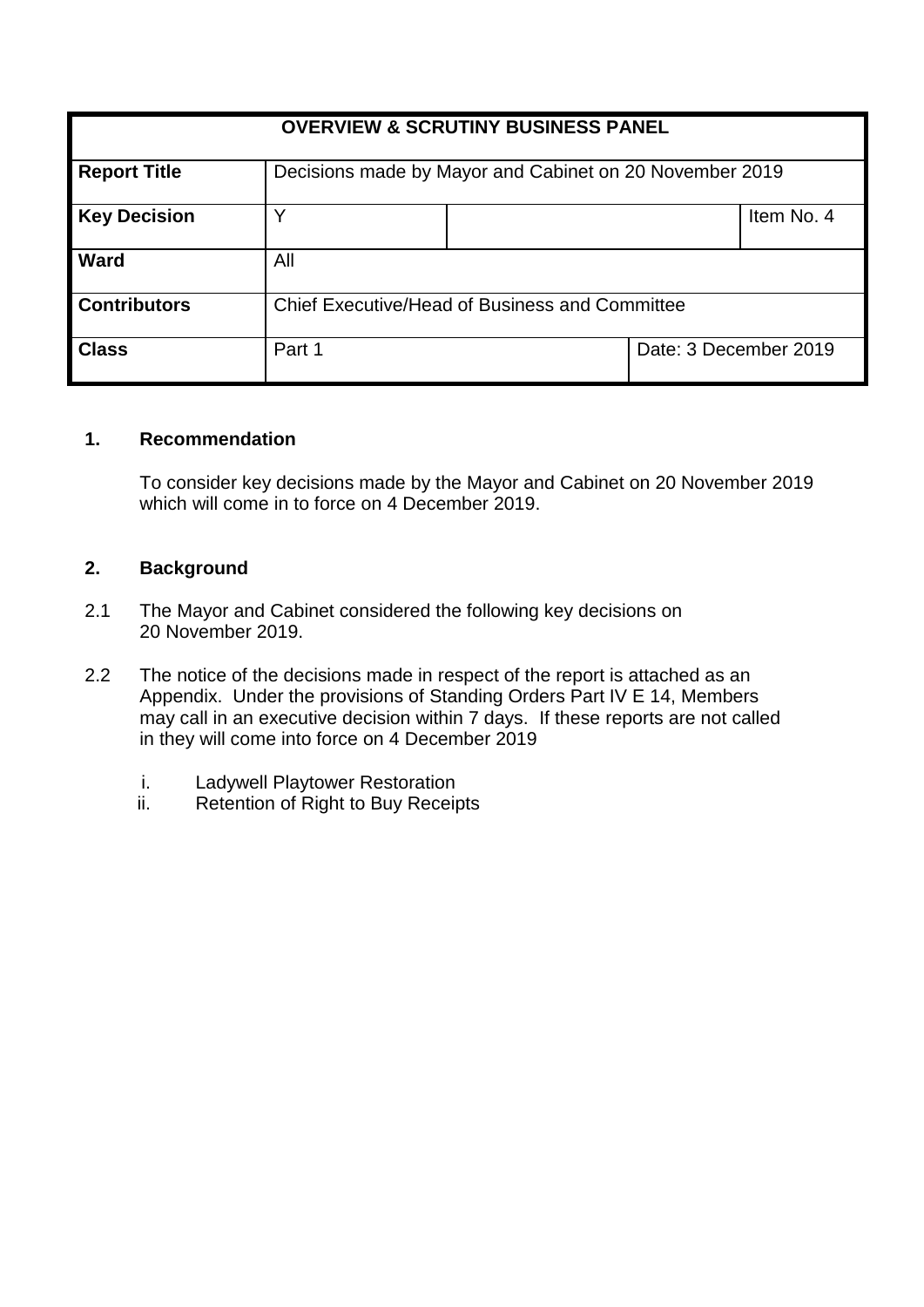| OVERVIEW & SCRUTINY BUSINESS PANEL | | | |
|---|---|---|---|
| **Report Title** | Decisions made by Mayor and Cabinet on 20 November 2019 | | |
| **Key Decision** | Y | | Item No. 4 |
| **Ward** | All | | |
| **Contributors** | Chief Executive/Head of Business and Committee | | |
| **Class** | Part 1 | Date: 3 December 2019 | |

## 1. Recommendation

To consider key decisions made by the Mayor and Cabinet on 20 November 2019 which will come in to force on 4 December 2019.

## 2. Background

2.1 The Mayor and Cabinet considered the following key decisions on 20 November 2019.

2.2 The notice of the decisions made in respect of the report is attached as an Appendix. Under the provisions of Standing Orders Part IV E 14, Members may call in an executive decision within 7 days. If these reports are not called in they will come into force on 4 December 2019

i. Ladywell Playtower Restoration
ii. Retention of Right to Buy Receipts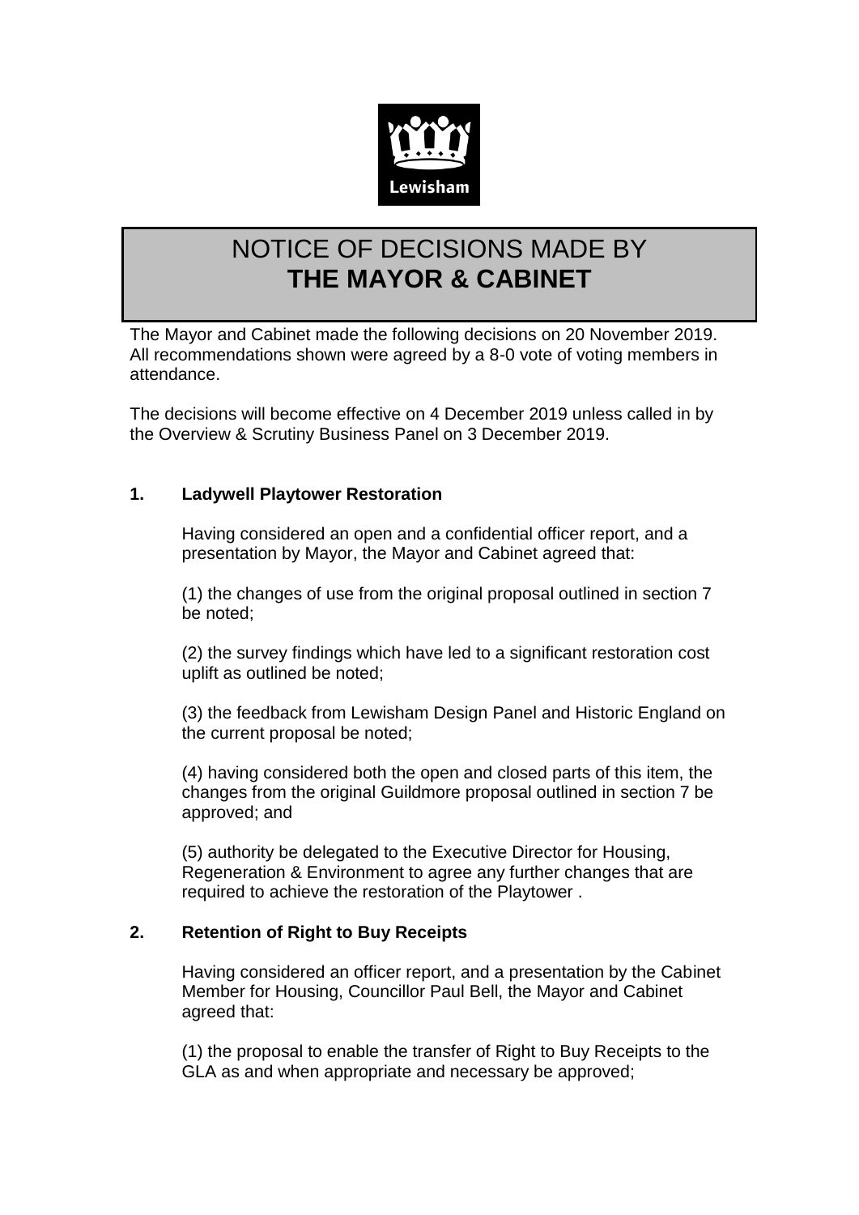Lewisham

# NOTICE OF DECISIONS MADE BY **THE MAYOR & CABINET**

The Mayor and Cabinet made the following decisions on 20 November 2019. All recommendations shown were agreed by a 8-0 vote of voting members in attendance.

The decisions will become effective on 4 December 2019 unless called in by the Overview & Scrutiny Business Panel on 3 December 2019.

## 1. Ladywell Playtower Restoration

Having considered an open and a confidential officer report, and a presentation by Mayor, the Mayor and Cabinet agreed that:

(1) the changes of use from the original proposal outlined in section 7 be noted;

(2) the survey findings which have led to a significant restoration cost uplift as outlined be noted;

(3) the feedback from Lewisham Design Panel and Historic England on the current proposal be noted;

(4) having considered both the open and closed parts of this item, the changes from the original Guildmore proposal outlined in section 7 be approved; and

(5) authority be delegated to the Executive Director for Housing, Regeneration & Environment to agree any further changes that are required to achieve the restoration of the Playtower .

## 2. Retention of Right to Buy Receipts

Having considered an officer report, and a presentation by the Cabinet Member for Housing, Councillor Paul Bell, the Mayor and Cabinet agreed that:

(1) the proposal to enable the transfer of Right to Buy Receipts to the GLA as and when appropriate and necessary be approved;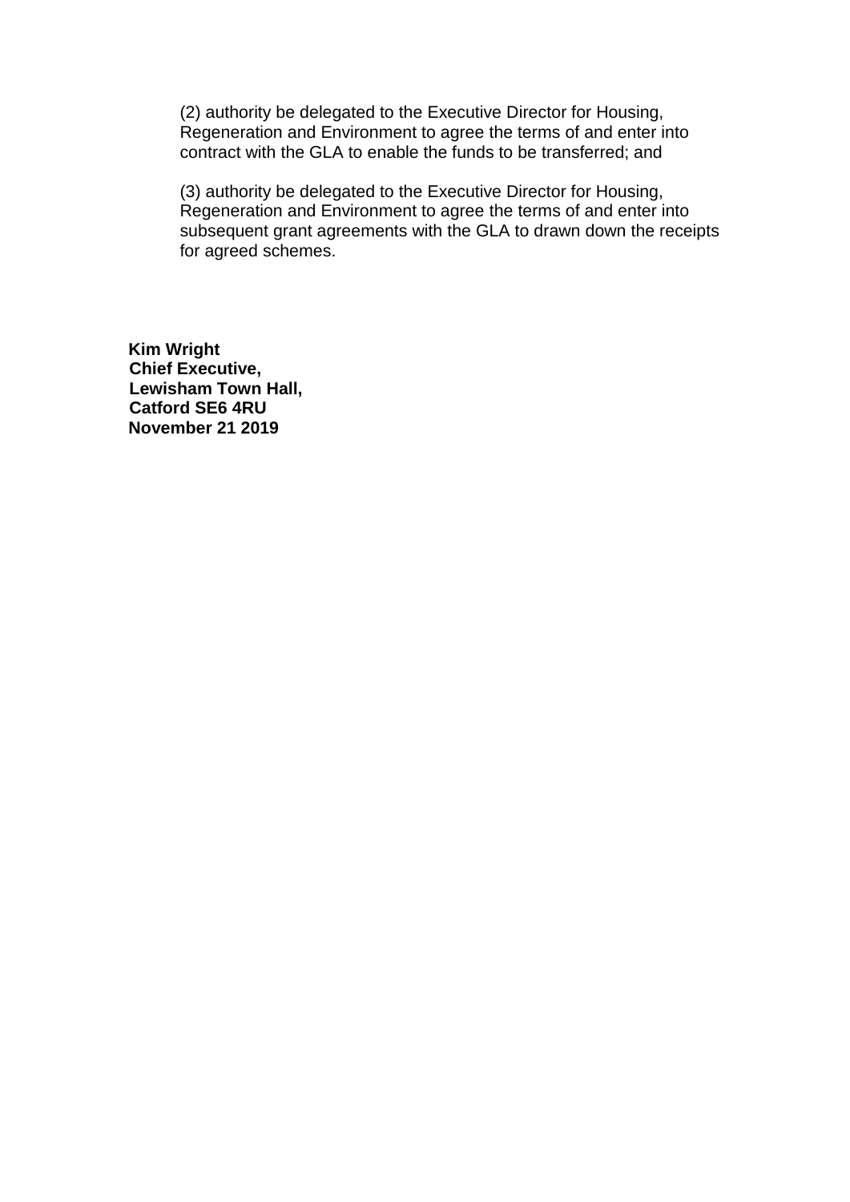(2) authority be delegated to the Executive Director for Housing, Regeneration and Environment to agree the terms of and enter into contract with the GLA to enable the funds to be transferred; and

(3) authority be delegated to the Executive Director for Housing, Regeneration and Environment to agree the terms of and enter into subsequent grant agreements with the GLA to drawn down the receipts for agreed schemes.

**Kim Wright**
**Chief Executive,**
**Lewisham Town Hall,**
**Catford SE6 4RU**
**November 21 2019**